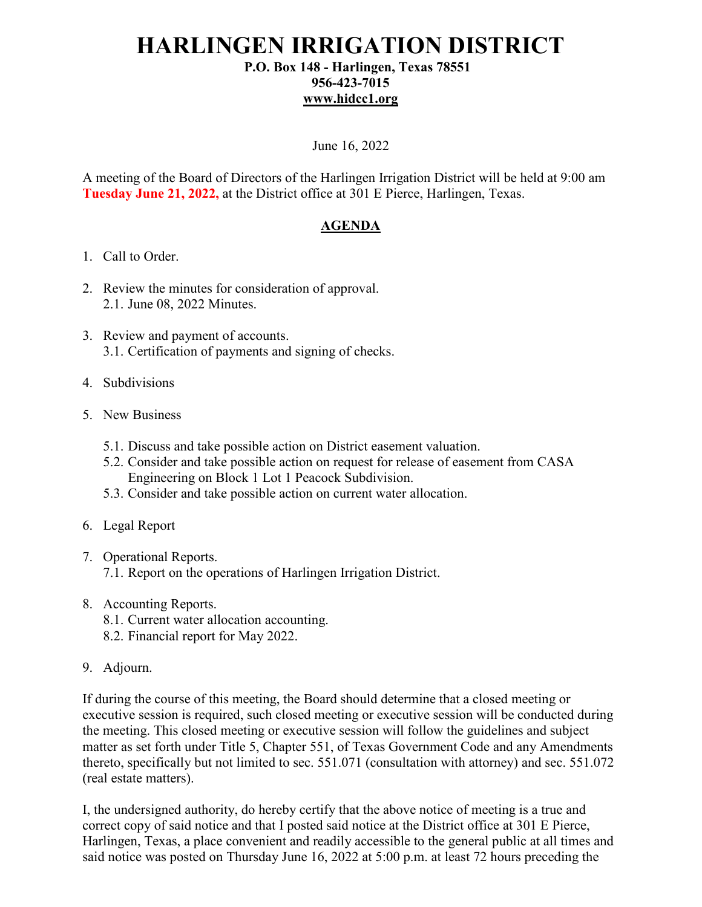# HARLINGEN IRRIGATION DISTRICT

**P.O. Box 148 - Harlingen, Texas 78551**
**956-423-7015**
**www.hidcc1.org**

June 16, 2022

A meeting of the Board of Directors of the Harlingen Irrigation District will be held at 9:00 am **Tuesday June 21, 2022,** at the District office at 301 E Pierce, Harlingen, Texas.

## AGENDA

1. Call to Order.
2. Review the minutes for consideration of approval.
   2.1. June 08, 2022 Minutes.
3. Review and payment of accounts.
   3.1. Certification of payments and signing of checks.
4. Subdivisions
5. New Business
   5.1. Discuss and take possible action on District easement valuation.
   5.2. Consider and take possible action on request for release of easement from CASA Engineering on Block 1 Lot 1 Peacock Subdivision.
   5.3. Consider and take possible action on current water allocation.
6. Legal Report
7. Operational Reports.
   7.1. Report on the operations of Harlingen Irrigation District.
8. Accounting Reports.
   8.1. Current water allocation accounting.
   8.2. Financial report for May 2022.
9. Adjourn.

If during the course of this meeting, the Board should determine that a closed meeting or executive session is required, such closed meeting or executive session will be conducted during the meeting. This closed meeting or executive session will follow the guidelines and subject matter as set forth under Title 5, Chapter 551, of Texas Government Code and any Amendments thereto, specifically but not limited to sec. 551.071 (consultation with attorney) and sec. 551.072 (real estate matters).

I, the undersigned authority, do hereby certify that the above notice of meeting is a true and correct copy of said notice and that I posted said notice at the District office at 301 E Pierce, Harlingen, Texas, a place convenient and readily accessible to the general public at all times and said notice was posted on Thursday June 16, 2022 at 5:00 p.m. at least 72 hours preceding the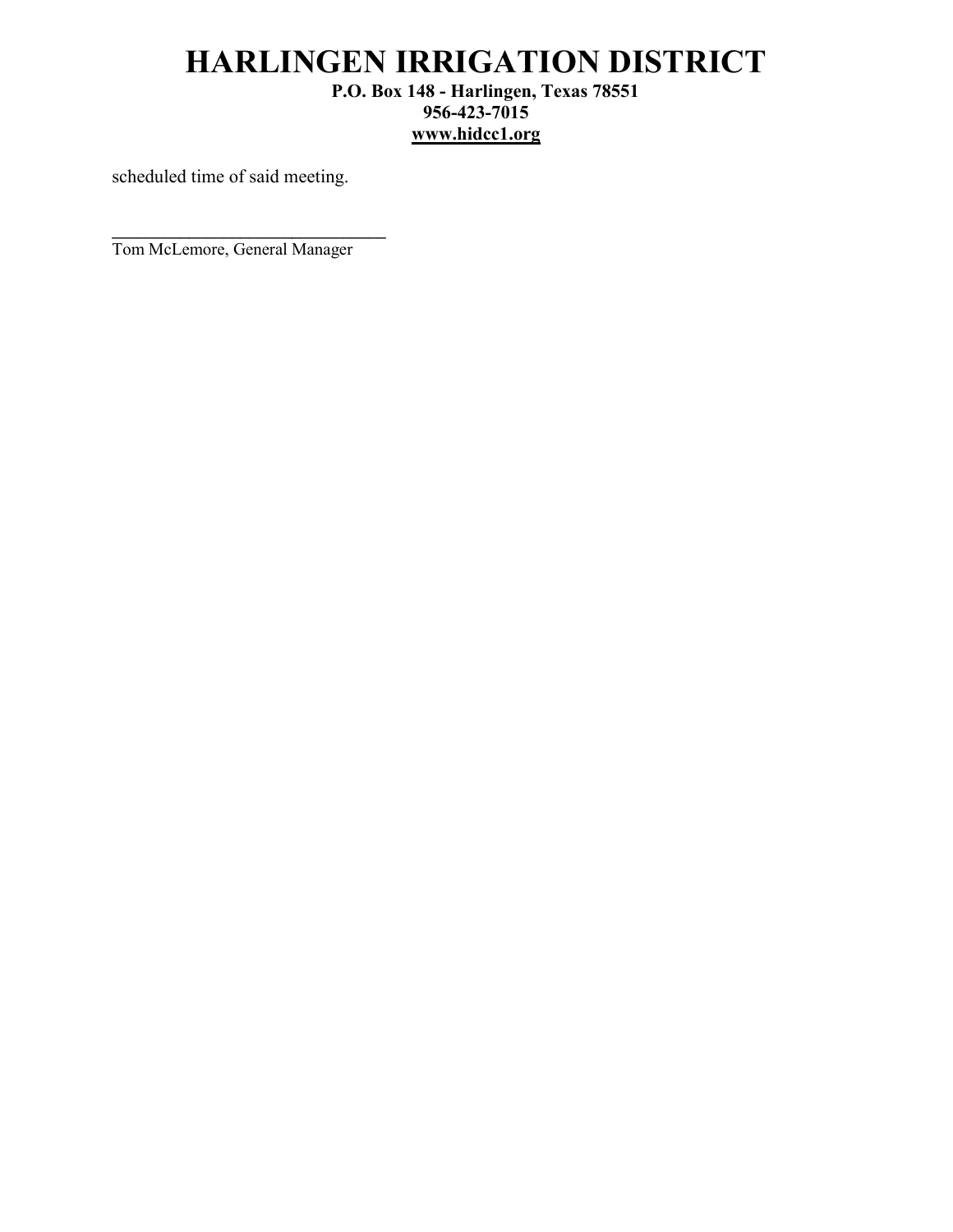# HARLINGEN IRRIGATION DISTRICT

**P.O. Box 148 - Harlingen, Texas 78551**
**956-423-7015**
**www.hidcc1.org**

scheduled time of said meeting.

\_\_\_\_\_\_\_\_\_\_\_\_\_\_\_\_\_\_\_\_\_\_\_\_\_\_\_\_\_\_

Tom McLemore, General Manager